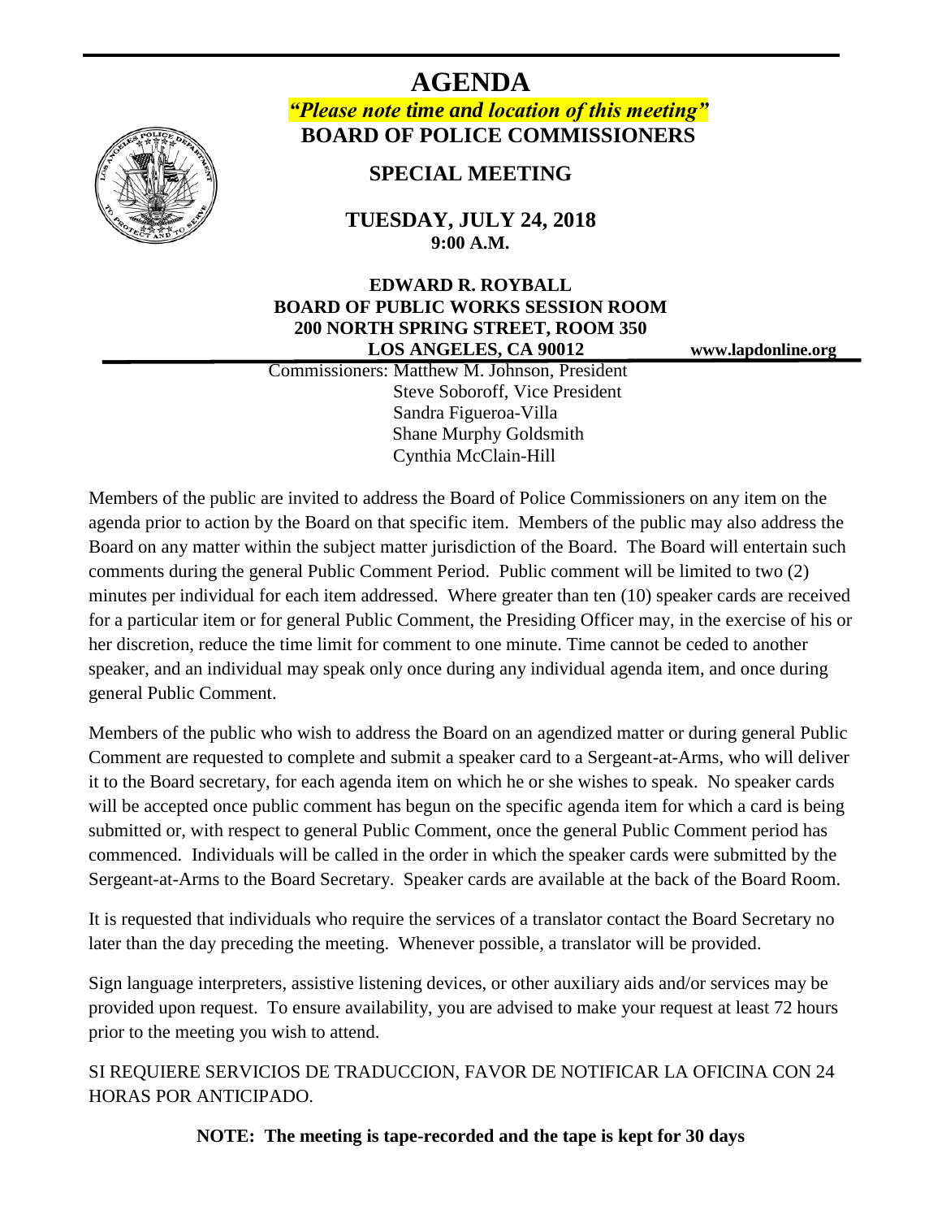# AGENDA

***"Please note time and location of this meeting"***

**BOARD OF POLICE COMMISSIONERS**

## SPECIAL MEETING

**TUESDAY, JULY 24, 2018**
**9:00 A.M.**

**EDWARD R. ROYBALL**
**BOARD OF PUBLIC WORKS SESSION ROOM**
**200 NORTH SPRING STREET, ROOM 350**
**LOS ANGELES, CA 90012**

**www.lapdonline.org**

Commissioners: Matthew M. Johnson, President
Steve Soboroff, Vice President
Sandra Figueroa-Villa
Shane Murphy Goldsmith
Cynthia McClain-Hill

Members of the public are invited to address the Board of Police Commissioners on any item on the agenda prior to action by the Board on that specific item. Members of the public may also address the Board on any matter within the subject matter jurisdiction of the Board. The Board will entertain such comments during the general Public Comment Period. Public comment will be limited to two (2) minutes per individual for each item addressed. Where greater than ten (10) speaker cards are received for a particular item or for general Public Comment, the Presiding Officer may, in the exercise of his or her discretion, reduce the time limit for comment to one minute. Time cannot be ceded to another speaker, and an individual may speak only once during any individual agenda item, and once during general Public Comment.

Members of the public who wish to address the Board on an agendized matter or during general Public Comment are requested to complete and submit a speaker card to a Sergeant-at-Arms, who will deliver it to the Board secretary, for each agenda item on which he or she wishes to speak. No speaker cards will be accepted once public comment has begun on the specific agenda item for which a card is being submitted or, with respect to general Public Comment, once the general Public Comment period has commenced. Individuals will be called in the order in which the speaker cards were submitted by the Sergeant-at-Arms to the Board Secretary. Speaker cards are available at the back of the Board Room.

It is requested that individuals who require the services of a translator contact the Board Secretary no later than the day preceding the meeting. Whenever possible, a translator will be provided.

Sign language interpreters, assistive listening devices, or other auxiliary aids and/or services may be provided upon request. To ensure availability, you are advised to make your request at least 72 hours prior to the meeting you wish to attend.

SI REQUIERE SERVICIOS DE TRADUCCION, FAVOR DE NOTIFICAR LA OFICINA CON 24 HORAS POR ANTICIPADO.

**NOTE: The meeting is tape-recorded and the tape is kept for 30 days**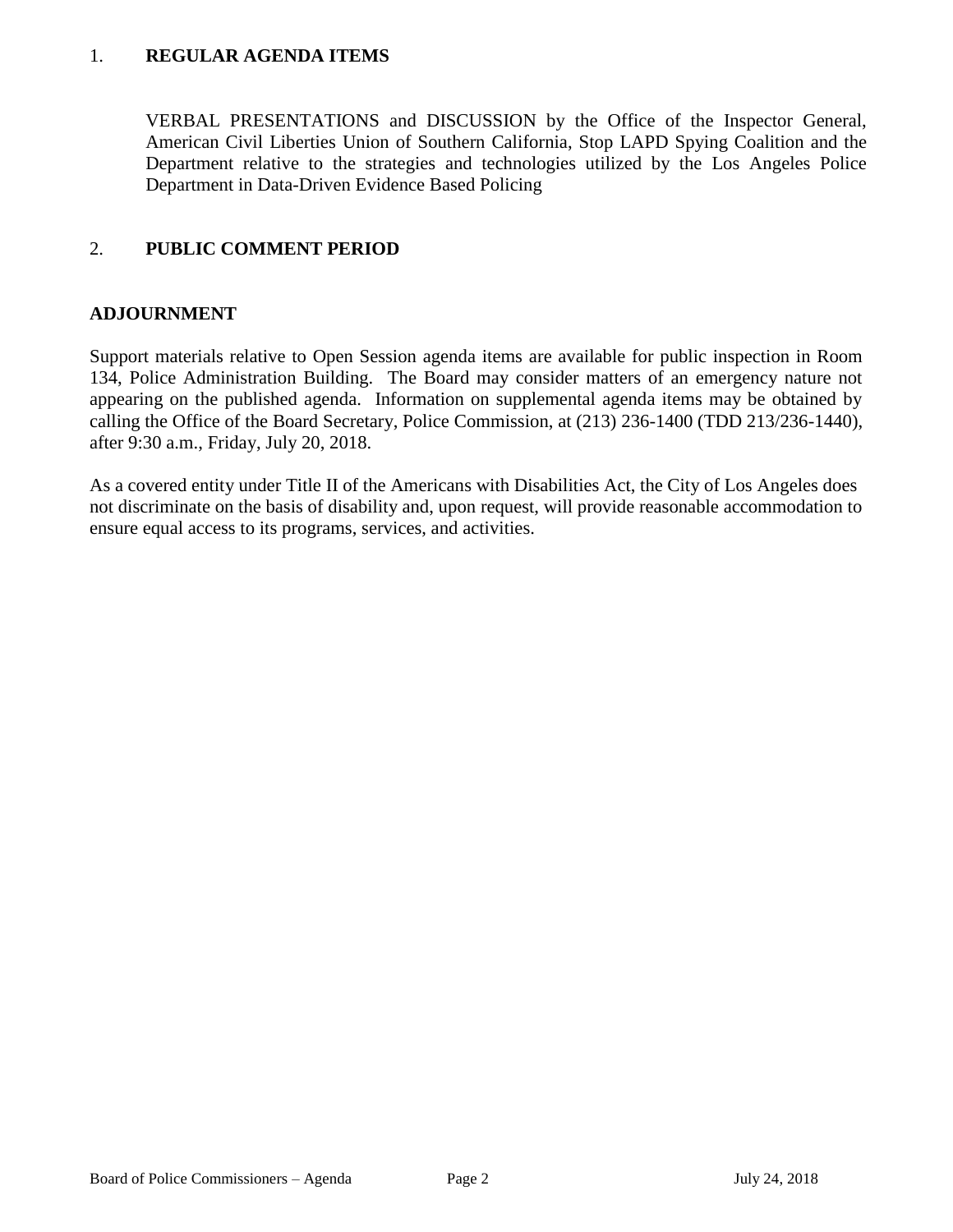1. **REGULAR AGENDA ITEMS**

   VERBAL PRESENTATIONS and DISCUSSION by the Office of the Inspector General, American Civil Liberties Union of Southern California, Stop LAPD Spying Coalition and the Department relative to the strategies and technologies utilized by the Los Angeles Police Department in Data-Driven Evidence Based Policing

2. **PUBLIC COMMENT PERIOD**

**ADJOURNMENT**

Support materials relative to Open Session agenda items are available for public inspection in Room 134, Police Administration Building. The Board may consider matters of an emergency nature not appearing on the published agenda. Information on supplemental agenda items may be obtained by calling the Office of the Board Secretary, Police Commission, at (213) 236-1400 (TDD 213/236-1440), after 9:30 a.m., Friday, July 20, 2018.

As a covered entity under Title II of the Americans with Disabilities Act, the City of Los Angeles does not discriminate on the basis of disability and, upon request, will provide reasonable accommodation to ensure equal access to its programs, services, and activities.